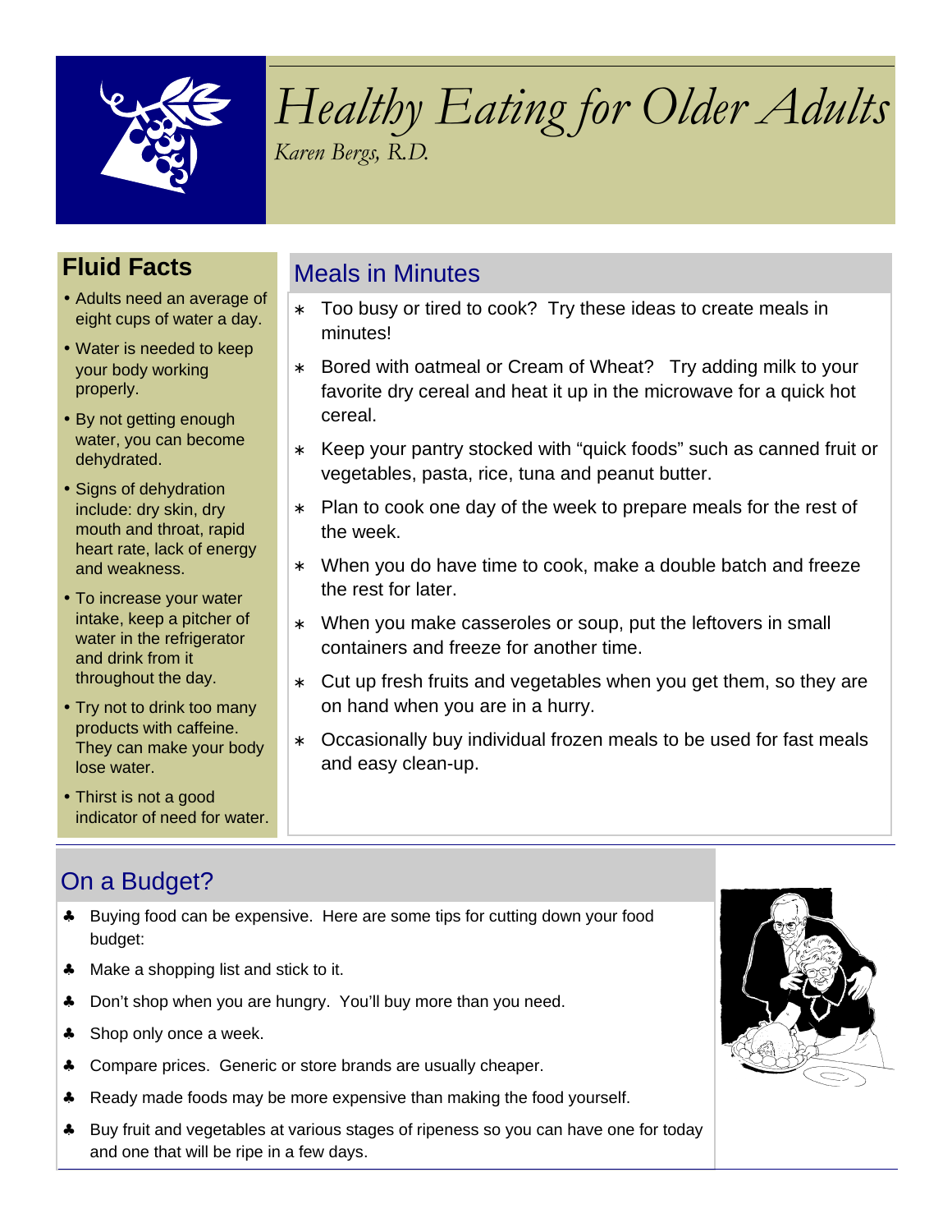# *Healthy Eating for Older Adults*

*Karen Bergs, R.D.*

## Fluid Facts

- Adults need an average of eight cups of water a day.
- Water is needed to keep your body working properly.
- By not getting enough water, you can become dehydrated.
- Signs of dehydration include: dry skin, dry mouth and throat, rapid heart rate, lack of energy and weakness.
- To increase your water intake, keep a pitcher of water in the refrigerator and drink from it throughout the day.
- Try not to drink too many products with caffeine. They can make your body lose water.
- Thirst is not a good indicator of need for water.

## Meals in Minutes

- Too busy or tired to cook? Try these ideas to create meals in minutes!
- Bored with oatmeal or Cream of Wheat? Try adding milk to your favorite dry cereal and heat it up in the microwave for a quick hot cereal.
- Keep your pantry stocked with "quick foods" such as canned fruit or vegetables, pasta, rice, tuna and peanut butter.
- Plan to cook one day of the week to prepare meals for the rest of the week.
- When you do have time to cook, make a double batch and freeze the rest for later.
- When you make casseroles or soup, put the leftovers in small containers and freeze for another time.
- Cut up fresh fruits and vegetables when you get them, so they are on hand when you are in a hurry.
- Occasionally buy individual frozen meals to be used for fast meals and easy clean-up.

## On a Budget?

- Buying food can be expensive. Here are some tips for cutting down your food budget:
- Make a shopping list and stick to it.
- Don't shop when you are hungry. You'll buy more than you need.
- Shop only once a week.
- Compare prices. Generic or store brands are usually cheaper.
- Ready made foods may be more expensive than making the food yourself.
- Buy fruit and vegetables at various stages of ripeness so you can have one for today and one that will be ripe in a few days.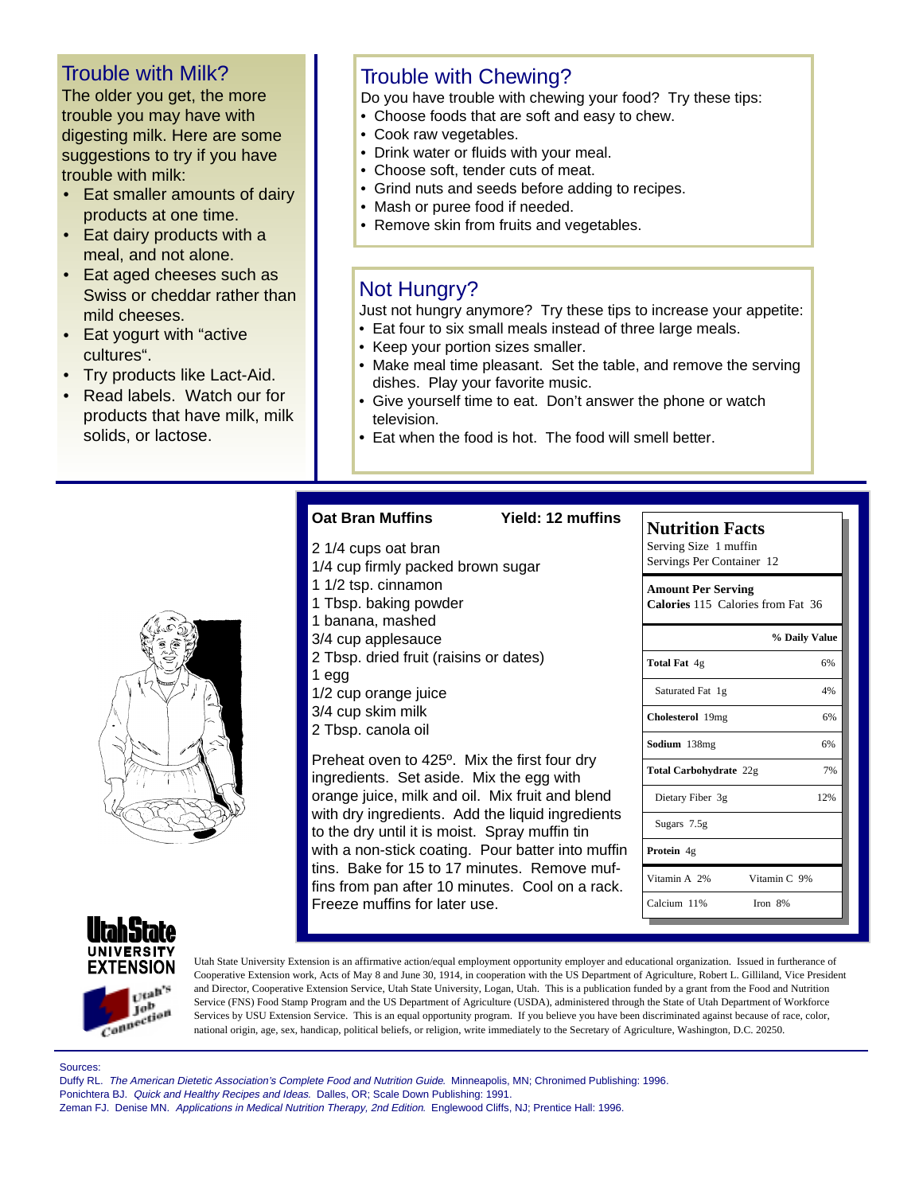## Trouble with Milk?

The older you get, the more trouble you may have with digesting milk. Here are some suggestions to try if you have trouble with milk:

- Eat smaller amounts of dairy products at one time.
- Eat dairy products with a meal, and not alone.
- Eat aged cheeses such as Swiss or cheddar rather than mild cheeses.
- Eat yogurt with "active cultures".
- Try products like Lact-Aid.
- Read labels. Watch our for products that have milk, milk solids, or lactose.

## Trouble with Chewing?

Do you have trouble with chewing your food? Try these tips:

- Choose foods that are soft and easy to chew.
- Cook raw vegetables.
- Drink water or fluids with your meal.
- Choose soft, tender cuts of meat.
- Grind nuts and seeds before adding to recipes.
- Mash or puree food if needed.
- Remove skin from fruits and vegetables.

## Not Hungry?

Just not hungry anymore? Try these tips to increase your appetite:

- Eat four to six small meals instead of three large meals.
- Keep your portion sizes smaller.
- Make meal time pleasant. Set the table, and remove the serving dishes. Play your favorite music.
- Give yourself time to eat. Don't answer the phone or watch television.
- Eat when the food is hot. The food will smell better.

**Oat Bran Muffins** **Yield: 12 muffins**

2 1/4 cups oat bran
1/4 cup firmly packed brown sugar
1 1/2 tsp. cinnamon
1 Tbsp. baking powder
1 banana, mashed
3/4 cup applesauce
2 Tbsp. dried fruit (raisins or dates)
1 egg
1/2 cup orange juice
3/4 cup skim milk
2 Tbsp. canola oil

Preheat oven to 425º. Mix the first four dry ingredients. Set aside. Mix the egg with orange juice, milk and oil. Mix fruit and blend with dry ingredients. Add the liquid ingredients to the dry until it is moist. Spray muffin tin with a non-stick coating. Pour batter into muffin tins. Bake for 15 to 17 minutes. Remove muffins from pan after 10 minutes. Cool on a rack. Freeze muffins for later use.

**Nutrition Facts**
Serving Size 1 muffin
Servings Per Container 12

**Amount Per Serving**
**Calories** 115 Calories from Fat 36

| | % Daily Value |
|---|---|
| **Total Fat** 4g | 6% |
| Saturated Fat 1g | 4% |
| **Cholesterol** 19mg | 6% |
| **Sodium** 138mg | 6% |
| **Total Carbohydrate** 22g | 7% |
| Dietary Fiber 3g | 12% |
| Sugars 7.5g | |
| **Protein** 4g | |
| Vitamin A 2% | Vitamin C 9% |
| Calcium 11% | Iron 8% |

Utah State University Extension

Utah's Job Connection

Utah State University Extension is an affirmative action/equal employment opportunity employer and educational organization. Issued in furtherance of Cooperative Extension work, Acts of May 8 and June 30, 1914, in cooperation with the US Department of Agriculture, Robert L. Gilliland, Vice President and Director, Cooperative Extension Service, Utah State University, Logan, Utah. This is a publication funded by a grant from the Food and Nutrition Service (FNS) Food Stamp Program and the US Department of Agriculture (USDA), administered through the State of Utah Department of Workforce Services by USU Extension Service. This is an equal opportunity program. If you believe you have been discriminated against because of race, color, national origin, age, sex, handicap, political beliefs, or religion, write immediately to the Secretary of Agriculture, Washington, D.C. 20250.

Sources:
Duffy RL. *The American Dietetic Association's Complete Food and Nutrition Guide.* Minneapolis, MN; Chronimed Publishing: 1996.
Ponichtera BJ. *Quick and Healthy Recipes and Ideas.* Dalles, OR; Scale Down Publishing: 1991.
Zeman FJ. Denise MN. *Applications in Medical Nutrition Therapy, 2nd Edition.* Englewood Cliffs, NJ; Prentice Hall: 1996.